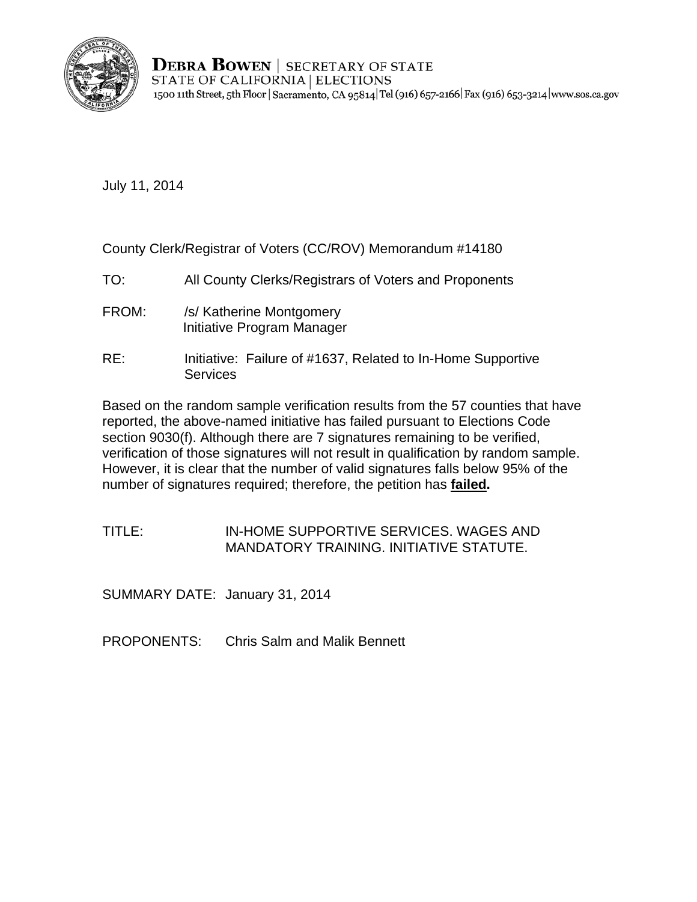**DEBRA BOWEN** | SECRETARY OF STATE
STATE OF CALIFORNIA | ELECTIONS
1500 11th Street, 5th Floor | Sacramento, CA 95814 | Tel (916) 657-2166 | Fax (916) 653-3214 | www.sos.ca.gov

July 11, 2014

County Clerk/Registrar of Voters (CC/ROV) Memorandum #14180

TO: All County Clerks/Registrars of Voters and Proponents

FROM: /s/ Katherine Montgomery
Initiative Program Manager

RE: Initiative: Failure of #1637, Related to In-Home Supportive Services

Based on the random sample verification results from the 57 counties that have reported, the above-named initiative has failed pursuant to Elections Code section 9030(f). Although there are 7 signatures remaining to be verified, verification of those signatures will not result in qualification by random sample. However, it is clear that the number of valid signatures falls below 95% of the number of signatures required; therefore, the petition has **failed.**

TITLE: IN-HOME SUPPORTIVE SERVICES. WAGES AND MANDATORY TRAINING. INITIATIVE STATUTE.

SUMMARY DATE: January 31, 2014

PROPONENTS: Chris Salm and Malik Bennett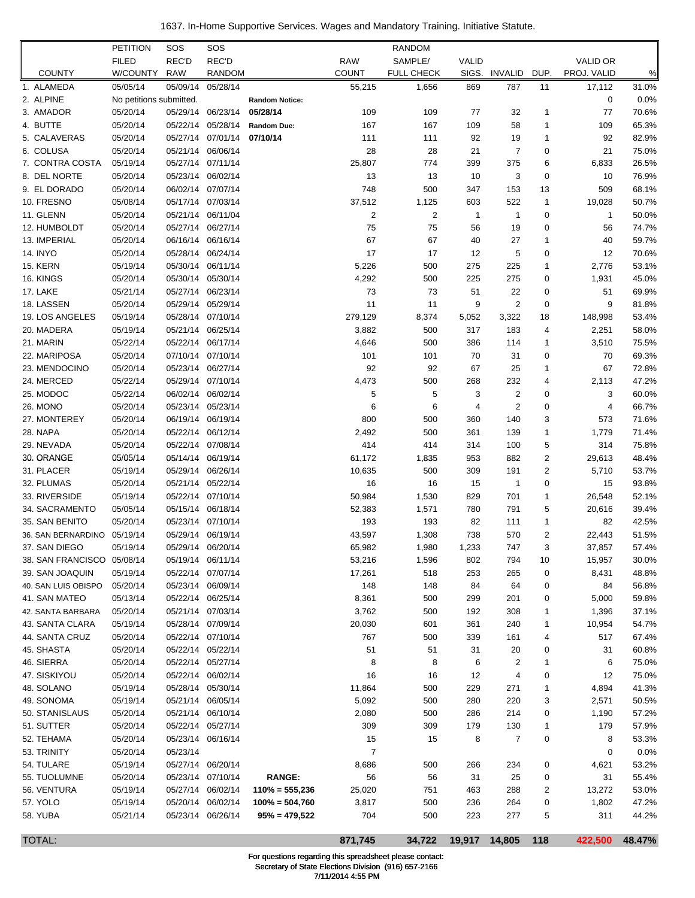1637. In-Home Supportive Services. Wages and Mandatory Training. Initiative Statute.

| COUNTY | PETITION FILED W/COUNTY | SOS REC'D RAW | SOS REC'D RANDOM | | RAW COUNT | RANDOM SAMPLE/ FULL CHECK | VALID SIGS. | INVALID | DUP. | VALID OR PROJ. VALID | % |
|---|---|---|---|---|---|---|---|---|---|---|---|
| 1. ALAMEDA | 05/05/14 | 05/09/14 | 05/28/14 | | 55,215 | 1,656 | 869 | 787 | 11 | 17,112 | 31.0% |
| 2. ALPINE | No petitions submitted. | | | **Random Notice:** | | | | | | 0 | 0.0% |
| 3. AMADOR | 05/20/14 | 05/29/14 | 06/23/14 | **05/28/14** | 109 | 109 | 77 | 32 | 1 | 77 | 70.6% |
| 4. BUTTE | 05/20/14 | 05/22/14 | 05/28/14 | **Random Due:** | 167 | 167 | 109 | 58 | 1 | 109 | 65.3% |
| 5. CALAVERAS | 05/20/14 | 05/27/14 | 07/01/14 | **07/10/14** | 111 | 111 | 92 | 19 | 1 | 92 | 82.9% |
| 6. COLUSA | 05/20/14 | 05/21/14 | 06/06/14 | | 28 | 28 | 21 | 7 | 0 | 21 | 75.0% |
| 7. CONTRA COSTA | 05/19/14 | 05/27/14 | 07/11/14 | | 25,807 | 774 | 399 | 375 | 6 | 6,833 | 26.5% |
| 8. DEL NORTE | 05/20/14 | 05/23/14 | 06/02/14 | | 13 | 13 | 10 | 3 | 0 | 10 | 76.9% |
| 9. EL DORADO | 05/20/14 | 06/02/14 | 07/07/14 | | 748 | 500 | 347 | 153 | 13 | 509 | 68.1% |
| 10. FRESNO | 05/08/14 | 05/17/14 | 07/03/14 | | 37,512 | 1,125 | 603 | 522 | 1 | 19,028 | 50.7% |
| 11. GLENN | 05/20/14 | 05/21/14 | 06/11/04 | | 2 | 2 | 1 | 1 | 0 | 1 | 50.0% |
| 12. HUMBOLDT | 05/20/14 | 05/27/14 | 06/27/14 | | 75 | 75 | 56 | 19 | 0 | 56 | 74.7% |
| 13. IMPERIAL | 05/20/14 | 06/16/14 | 06/16/14 | | 67 | 67 | 40 | 27 | 1 | 40 | 59.7% |
| 14. INYO | 05/20/14 | 05/28/14 | 06/24/14 | | 17 | 17 | 12 | 5 | 0 | 12 | 70.6% |
| 15. KERN | 05/19/14 | 05/30/14 | 06/11/14 | | 5,226 | 500 | 275 | 225 | 1 | 2,776 | 53.1% |
| 16. KINGS | 05/20/14 | 05/30/14 | 05/30/14 | | 4,292 | 500 | 225 | 275 | 0 | 1,931 | 45.0% |
| 17. LAKE | 05/21/14 | 05/27/14 | 06/23/14 | | 73 | 73 | 51 | 22 | 0 | 51 | 69.9% |
| 18. LASSEN | 05/20/14 | 05/29/14 | 05/29/14 | | 11 | 11 | 9 | 2 | 0 | 9 | 81.8% |
| 19. LOS ANGELES | 05/19/14 | 05/28/14 | 07/10/14 | | 279,129 | 8,374 | 5,052 | 3,322 | 18 | 148,998 | 53.4% |
| 20. MADERA | 05/19/14 | 05/21/14 | 06/25/14 | | 3,882 | 500 | 317 | 183 | 4 | 2,251 | 58.0% |
| 21. MARIN | 05/22/14 | 05/22/14 | 06/17/14 | | 4,646 | 500 | 386 | 114 | 1 | 3,510 | 75.5% |
| 22. MARIPOSA | 05/20/14 | 07/10/14 | 07/10/14 | | 101 | 101 | 70 | 31 | 0 | 70 | 69.3% |
| 23. MENDOCINO | 05/20/14 | 05/23/14 | 06/27/14 | | 92 | 92 | 67 | 25 | 1 | 67 | 72.8% |
| 24. MERCED | 05/22/14 | 05/29/14 | 07/10/14 | | 4,473 | 500 | 268 | 232 | 4 | 2,113 | 47.2% |
| 25. MODOC | 05/22/14 | 06/02/14 | 06/02/14 | | 5 | 5 | 3 | 2 | 0 | 3 | 60.0% |
| 26. MONO | 05/20/14 | 05/23/14 | 05/23/14 | | 6 | 6 | 4 | 2 | 0 | 4 | 66.7% |
| 27. MONTEREY | 05/20/14 | 06/19/14 | 06/19/14 | | 800 | 500 | 360 | 140 | 3 | 573 | 71.6% |
| 28. NAPA | 05/20/14 | 05/22/14 | 06/12/14 | | 2,492 | 500 | 361 | 139 | 1 | 1,779 | 71.4% |
| 29. NEVADA | 05/20/14 | 05/22/14 | 07/08/14 | | 414 | 414 | 314 | 100 | 5 | 314 | 75.8% |
| 30. ORANGE | 05/05/14 | 05/14/14 | 06/19/14 | | 61,172 | 1,835 | 953 | 882 | 2 | 29,613 | 48.4% |
| 31. PLACER | 05/19/14 | 05/29/14 | 06/26/14 | | 10,635 | 500 | 309 | 191 | 2 | 5,710 | 53.7% |
| 32. PLUMAS | 05/20/14 | 05/21/14 | 05/22/14 | | 16 | 16 | 15 | 1 | 0 | 15 | 93.8% |
| 33. RIVERSIDE | 05/19/14 | 05/22/14 | 07/10/14 | | 50,984 | 1,530 | 829 | 701 | 1 | 26,548 | 52.1% |
| 34. SACRAMENTO | 05/05/14 | 05/15/14 | 06/18/14 | | 52,383 | 1,571 | 780 | 791 | 5 | 20,616 | 39.4% |
| 35. SAN BENITO | 05/20/14 | 05/23/14 | 07/10/14 | | 193 | 193 | 82 | 111 | 1 | 82 | 42.5% |
| 36. SAN BERNARDINO | 05/19/14 | 05/29/14 | 06/19/14 | | 43,597 | 1,308 | 738 | 570 | 2 | 22,443 | 51.5% |
| 37. SAN DIEGO | 05/19/14 | 05/29/14 | 06/20/14 | | 65,982 | 1,980 | 1,233 | 747 | 3 | 37,857 | 57.4% |
| 38. SAN FRANCISCO | 05/08/14 | 05/19/14 | 06/11/14 | | 53,216 | 1,596 | 802 | 794 | 10 | 15,957 | 30.0% |
| 39. SAN JOAQUIN | 05/19/14 | 05/22/14 | 07/07/14 | | 17,261 | 518 | 253 | 265 | 0 | 8,431 | 48.8% |
| 40. SAN LUIS OBISPO | 05/20/14 | 05/23/14 | 06/09/14 | | 148 | 148 | 84 | 64 | 0 | 84 | 56.8% |
| 41. SAN MATEO | 05/13/14 | 05/22/14 | 06/25/14 | | 8,361 | 500 | 299 | 201 | 0 | 5,000 | 59.8% |
| 42. SANTA BARBARA | 05/20/14 | 05/21/14 | 07/03/14 | | 3,762 | 500 | 192 | 308 | 1 | 1,396 | 37.1% |
| 43. SANTA CLARA | 05/19/14 | 05/28/14 | 07/09/14 | | 20,030 | 601 | 361 | 240 | 1 | 10,954 | 54.7% |
| 44. SANTA CRUZ | 05/20/14 | 05/22/14 | 07/10/14 | | 767 | 500 | 339 | 161 | 4 | 517 | 67.4% |
| 45. SHASTA | 05/20/14 | 05/22/14 | 05/22/14 | | 51 | 51 | 31 | 20 | 0 | 31 | 60.8% |
| 46. SIERRA | 05/20/14 | 05/22/14 | 05/27/14 | | 8 | 8 | 6 | 2 | 1 | 6 | 75.0% |
| 47. SISKIYOU | 05/20/14 | 05/22/14 | 06/02/14 | | 16 | 16 | 12 | 4 | 0 | 12 | 75.0% |
| 48. SOLANO | 05/19/14 | 05/28/14 | 05/30/14 | | 11,864 | 500 | 229 | 271 | 1 | 4,894 | 41.3% |
| 49. SONOMA | 05/19/14 | 05/21/14 | 06/05/14 | | 5,092 | 500 | 280 | 220 | 3 | 2,571 | 50.5% |
| 50. STANISLAUS | 05/20/14 | 05/21/14 | 06/10/14 | | 2,080 | 500 | 286 | 214 | 0 | 1,190 | 57.2% |
| 51. SUTTER | 05/20/14 | 05/22/14 | 05/27/14 | | 309 | 309 | 179 | 130 | 1 | 179 | 57.9% |
| 52. TEHAMA | 05/20/14 | 05/23/14 | 06/16/14 | | 15 | 15 | 8 | 7 | 0 | 8 | 53.3% |
| 53. TRINITY | 05/20/14 | 05/23/14 | | | 7 | | | | | 0 | 0.0% |
| 54. TULARE | 05/19/14 | 05/27/14 | 06/20/14 | | 8,686 | 500 | 266 | 234 | 0 | 4,621 | 53.2% |
| 55. TUOLUMNE | 05/20/14 | 05/23/14 | 07/10/14 | **RANGE:** | 56 | 56 | 31 | 25 | 0 | 31 | 55.4% |
| 56. VENTURA | 05/19/14 | 05/27/14 | 06/02/14 | **110% = 555,236** | 25,020 | 751 | 463 | 288 | 2 | 13,272 | 53.0% |
| 57. YOLO | 05/19/14 | 05/20/14 | 06/02/14 | **100% = 504,760** | 3,817 | 500 | 236 | 264 | 0 | 1,802 | 47.2% |
| 58. YUBA | 05/21/14 | 05/23/14 | 06/26/14 | **95% = 479,522** | 704 | 500 | 223 | 277 | 5 | 311 | 44.2% |
| TOTAL: | | | | | **871,745** | **34,722** | **19,917** | **14,805** | **118** | **422,500** | **48.47%** |

For questions regarding this spreadsheet please contact:
Secretary of State Elections Division (916) 657-2166
7/11/2014 4:55 PM